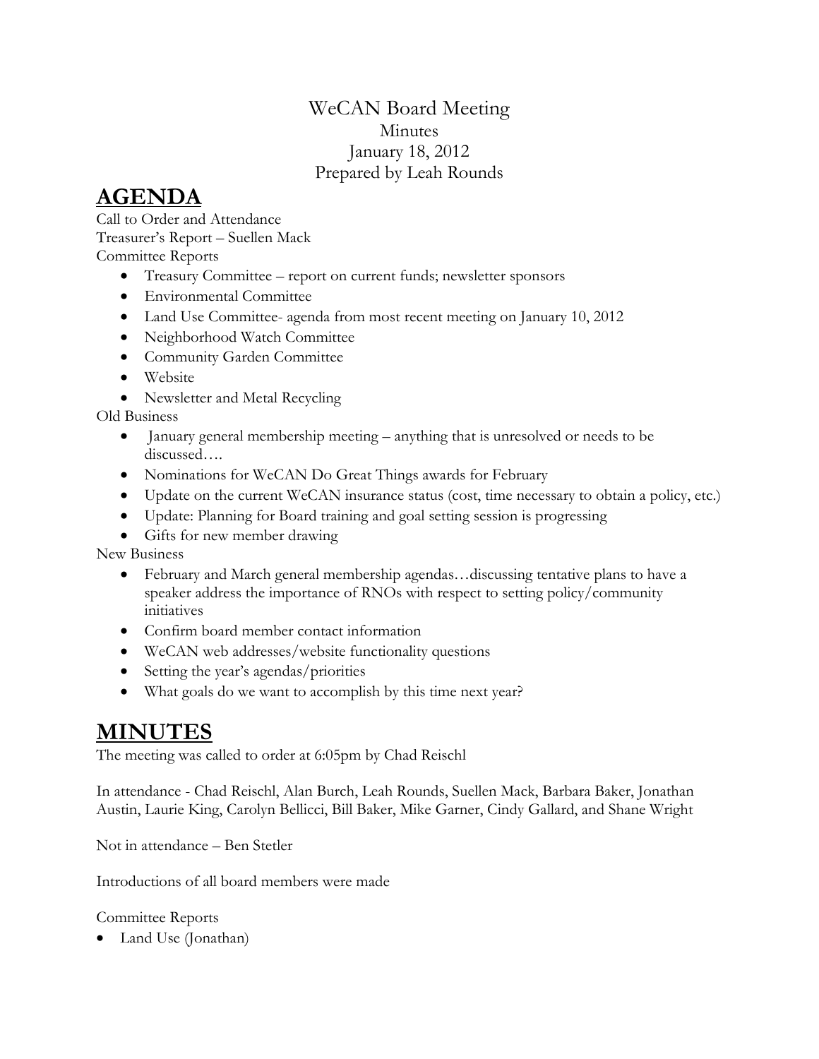WeCAN Board Meeting
Minutes
January 18, 2012
Prepared by Leah Rounds

# AGENDA

Call to Order and Attendance
Treasurer's Report – Suellen Mack
Committee Reports

- Treasury Committee – report on current funds; newsletter sponsors
- Environmental Committee
- Land Use Committee- agenda from most recent meeting on January 10, 2012
- Neighborhood Watch Committee
- Community Garden Committee
- Website
- Newsletter and Metal Recycling

Old Business

- January general membership meeting – anything that is unresolved or needs to be discussed….
- Nominations for WeCAN Do Great Things awards for February
- Update on the current WeCAN insurance status (cost, time necessary to obtain a policy, etc.)
- Update: Planning for Board training and goal setting session is progressing
- Gifts for new member drawing

New Business

- February and March general membership agendas…discussing tentative plans to have a speaker address the importance of RNOs with respect to setting policy/community initiatives
- Confirm board member contact information
- WeCAN web addresses/website functionality questions
- Setting the year's agendas/priorities
- What goals do we want to accomplish by this time next year?

# MINUTES

The meeting was called to order at 6:05pm by Chad Reischl

In attendance - Chad Reischl, Alan Burch, Leah Rounds, Suellen Mack, Barbara Baker, Jonathan Austin, Laurie King, Carolyn Bellicci, Bill Baker, Mike Garner, Cindy Gallard, and Shane Wright

Not in attendance – Ben Stetler

Introductions of all board members were made

Committee Reports

- Land Use (Jonathan)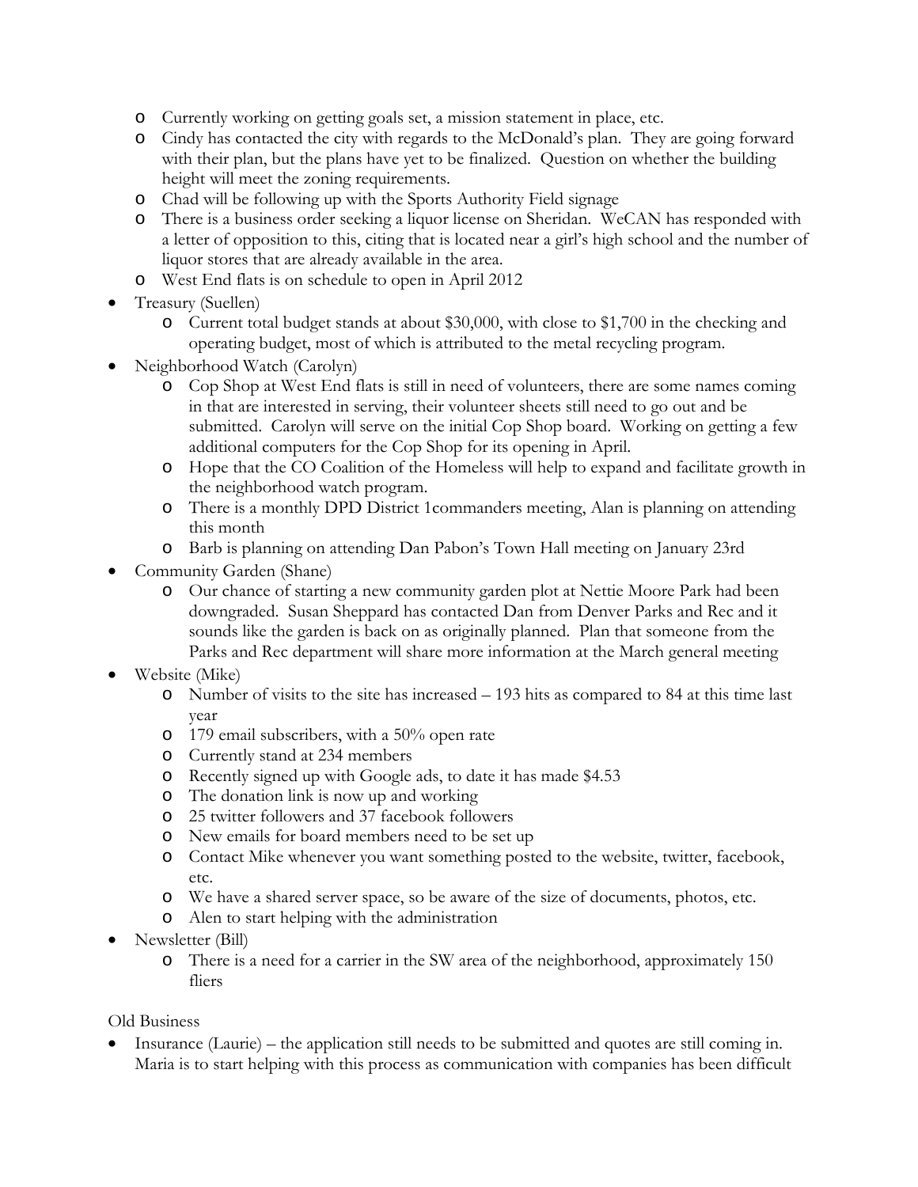- Currently working on getting goals set, a mission statement in place, etc.
  - Cindy has contacted the city with regards to the McDonald's plan. They are going forward with their plan, but the plans have yet to be finalized. Question on whether the building height will meet the zoning requirements.
  - Chad will be following up with the Sports Authority Field signage
  - There is a business order seeking a liquor license on Sheridan. WeCAN has responded with a letter of opposition to this, citing that is located near a girl's high school and the number of liquor stores that are already available in the area.
  - West End flats is on schedule to open in April 2012
- Treasury (Suellen)
  - Current total budget stands at about $30,000, with close to $1,700 in the checking and operating budget, most of which is attributed to the metal recycling program.
- Neighborhood Watch (Carolyn)
  - Cop Shop at West End flats is still in need of volunteers, there are some names coming in that are interested in serving, their volunteer sheets still need to go out and be submitted. Carolyn will serve on the initial Cop Shop board. Working on getting a few additional computers for the Cop Shop for its opening in April.
  - Hope that the CO Coalition of the Homeless will help to expand and facilitate growth in the neighborhood watch program.
  - There is a monthly DPD District 1commanders meeting, Alan is planning on attending this month
  - Barb is planning on attending Dan Pabon's Town Hall meeting on January 23rd
- Community Garden (Shane)
  - Our chance of starting a new community garden plot at Nettie Moore Park had been downgraded. Susan Sheppard has contacted Dan from Denver Parks and Rec and it sounds like the garden is back on as originally planned. Plan that someone from the Parks and Rec department will share more information at the March general meeting
- Website (Mike)
  - Number of visits to the site has increased – 193 hits as compared to 84 at this time last year
  - 179 email subscribers, with a 50% open rate
  - Currently stand at 234 members
  - Recently signed up with Google ads, to date it has made $4.53
  - The donation link is now up and working
  - 25 twitter followers and 37 facebook followers
  - New emails for board members need to be set up
  - Contact Mike whenever you want something posted to the website, twitter, facebook, etc.
  - We have a shared server space, so be aware of the size of documents, photos, etc.
  - Alen to start helping with the administration
- Newsletter (Bill)
  - There is a need for a carrier in the SW area of the neighborhood, approximately 150 fliers

Old Business

- Insurance (Laurie) – the application still needs to be submitted and quotes are still coming in. Maria is to start helping with this process as communication with companies has been difficult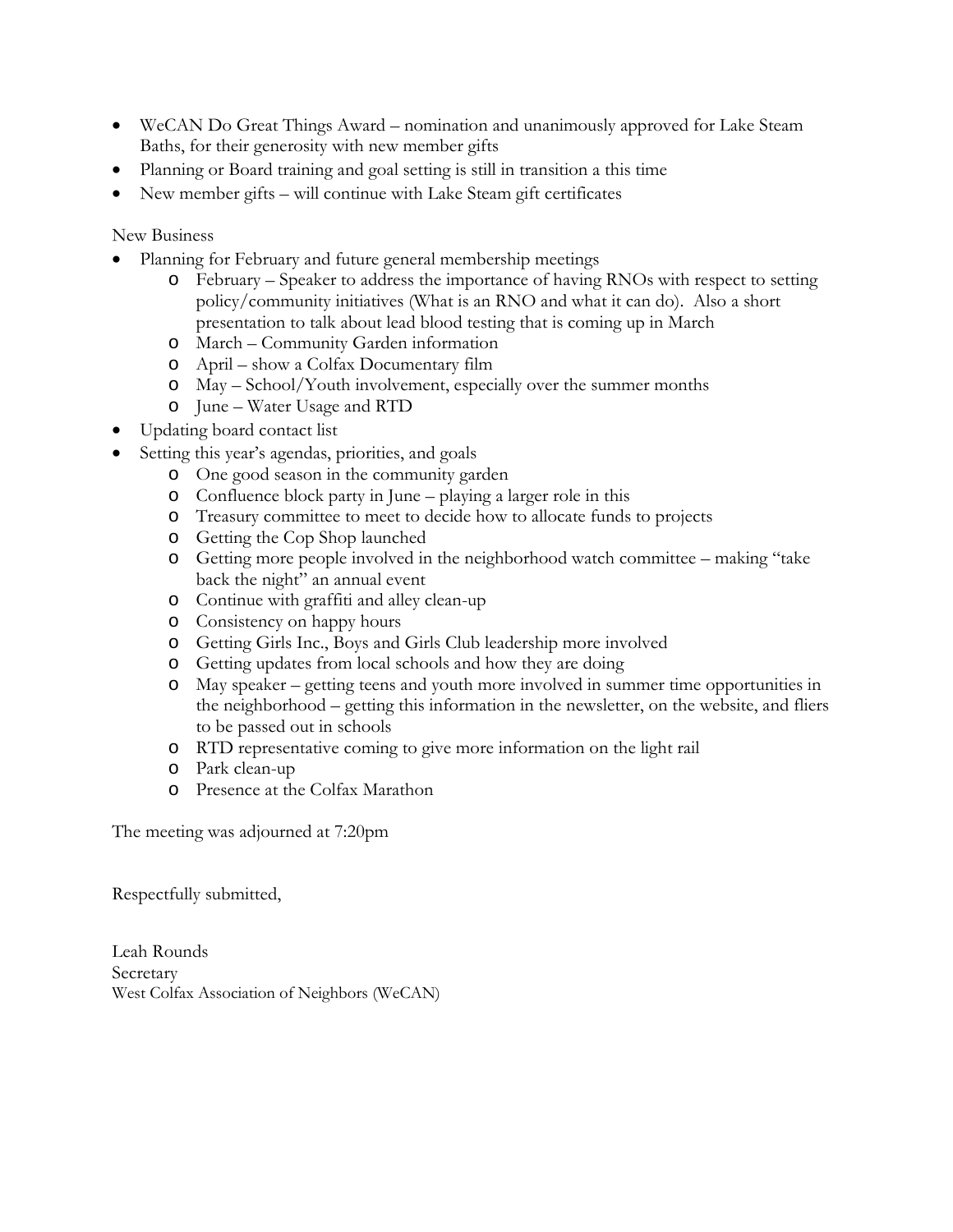- WeCAN Do Great Things Award – nomination and unanimously approved for Lake Steam Baths, for their generosity with new member gifts
- Planning or Board training and goal setting is still in transition a this time
- New member gifts – will continue with Lake Steam gift certificates

New Business

- Planning for February and future general membership meetings
  - February – Speaker to address the importance of having RNOs with respect to setting policy/community initiatives (What is an RNO and what it can do). Also a short presentation to talk about lead blood testing that is coming up in March
  - March – Community Garden information
  - April – show a Colfax Documentary film
  - May – School/Youth involvement, especially over the summer months
  - June – Water Usage and RTD
- Updating board contact list
- Setting this year's agendas, priorities, and goals
  - One good season in the community garden
  - Confluence block party in June – playing a larger role in this
  - Treasury committee to meet to decide how to allocate funds to projects
  - Getting the Cop Shop launched
  - Getting more people involved in the neighborhood watch committee – making "take back the night" an annual event
  - Continue with graffiti and alley clean-up
  - Consistency on happy hours
  - Getting Girls Inc., Boys and Girls Club leadership more involved
  - Getting updates from local schools and how they are doing
  - May speaker – getting teens and youth more involved in summer time opportunities in the neighborhood – getting this information in the newsletter, on the website, and fliers to be passed out in schools
  - RTD representative coming to give more information on the light rail
  - Park clean-up
  - Presence at the Colfax Marathon

The meeting was adjourned at 7:20pm

Respectfully submitted,

Leah Rounds
Secretary
West Colfax Association of Neighbors (WeCAN)